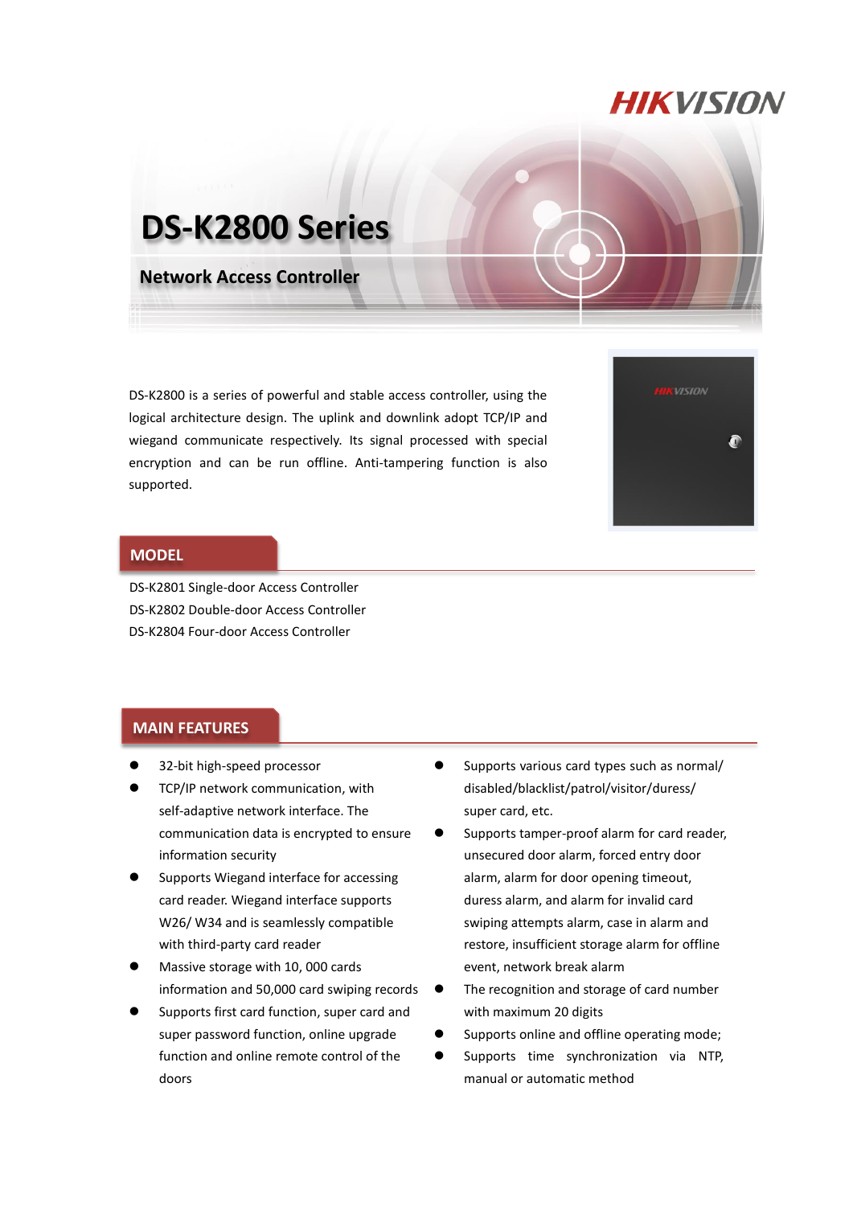# DS-K2800 Series

## Network Access Controller

DS-K2800 is a series of powerful and stable access controller, using the logical architecture design. The uplink and downlink adopt TCP/IP and wiegand communicate respectively. Its signal processed with special encryption and can be run offline. Anti-tampering function is also supported.

## MODEL

DS-K2801 Single-door Access Controller
DS-K2802 Double-door Access Controller
DS-K2804 Four-door Access Controller

## MAIN FEATURES

- 32-bit high-speed processor
- TCP/IP network communication, with self-adaptive network interface. The communication data is encrypted to ensure information security
- Supports Wiegand interface for accessing card reader. Wiegand interface supports W26/ W34 and is seamlessly compatible with third-party card reader
- Massive storage with 10, 000 cards information and 50,000 card swiping records
- Supports first card function, super card and super password function, online upgrade function and online remote control of the doors
- Supports various card types such as normal/ disabled/blacklist/patrol/visitor/duress/ super card, etc.
- Supports tamper-proof alarm for card reader, unsecured door alarm, forced entry door alarm, alarm for door opening timeout, duress alarm, and alarm for invalid card swiping attempts alarm, case in alarm and restore, insufficient storage alarm for offline event, network break alarm
- The recognition and storage of card number with maximum 20 digits
- Supports online and offline operating mode;
- Supports time synchronization via NTP, manual or automatic method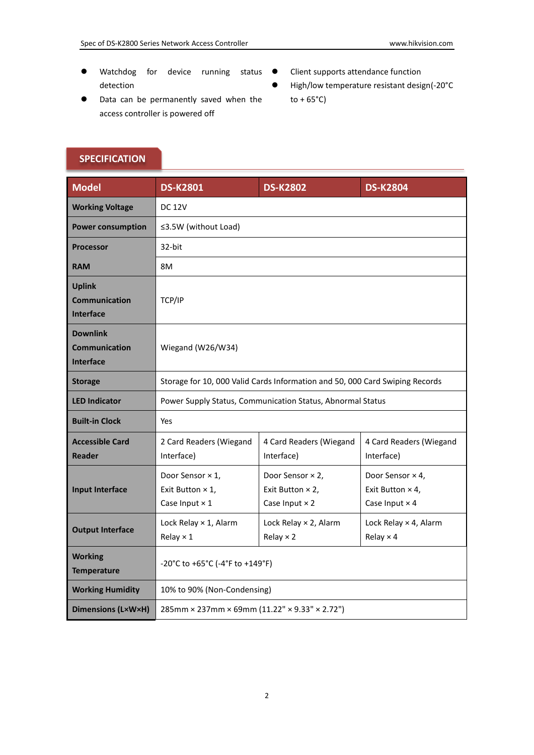- Watchdog for device running status detection
- Data can be permanently saved when the access controller is powered off
- Client supports attendance function
- High/low temperature resistant design(-20°C to + 65°C)

## SPECIFICATION

| Model | DS-K2801 | DS-K2802 | DS-K2804 |
|---|---|---|---|
| **Working Voltage** | DC 12V | | |
| **Power consumption** | ≤3.5W (without Load) | | |
| **Processor** | 32-bit | | |
| **RAM** | 8M | | |
| **Uplink Communication Interface** | TCP/IP | | |
| **Downlink Communication Interface** | Wiegand (W26/W34) | | |
| **Storage** | Storage for 10, 000 Valid Cards Information and 50, 000 Card Swiping Records | | |
| **LED Indicator** | Power Supply Status, Communication Status, Abnormal Status | | |
| **Built-in Clock** | Yes | | |
| **Accessible Card Reader** | 2 Card Readers (Wiegand Interface) | 4 Card Readers (Wiegand Interface) | 4 Card Readers (Wiegand Interface) |
| **Input Interface** | Door Sensor × 1, Exit Button × 1, Case Input × 1 | Door Sensor × 2, Exit Button × 2, Case Input × 2 | Door Sensor × 4, Exit Button × 4, Case Input × 4 |
| **Output Interface** | Lock Relay × 1, Alarm Relay × 1 | Lock Relay × 2, Alarm Relay × 2 | Lock Relay × 4, Alarm Relay × 4 |
| **Working Temperature** | -20°C to +65°C (-4°F to +149°F) | | |
| **Working Humidity** | 10% to 90% (Non-Condensing) | | |
| **Dimensions (L×W×H)** | 285mm × 237mm × 69mm (11.22" × 9.33" × 2.72") | | |